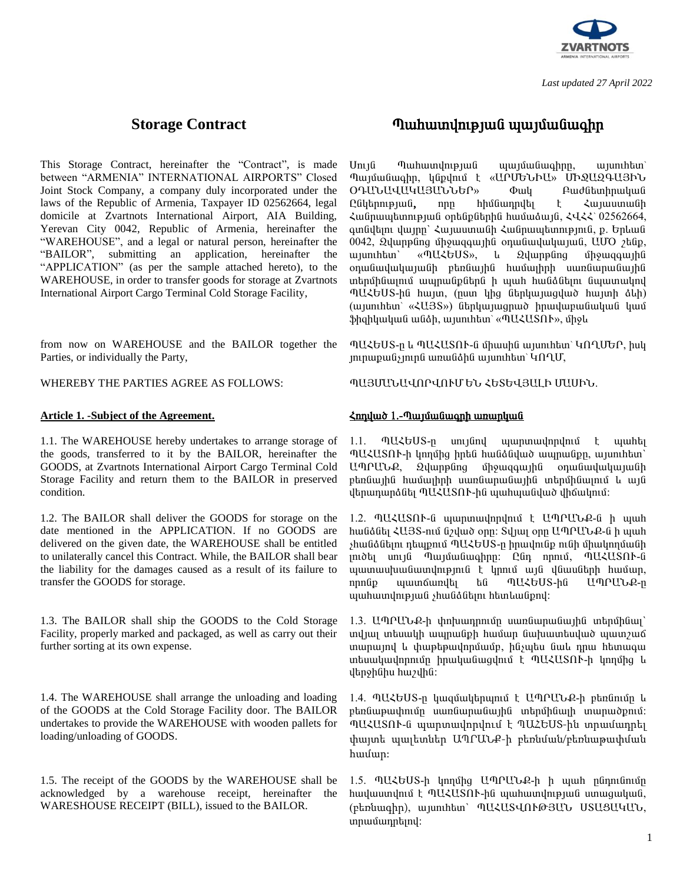*Last updated 27 April 2022*

## Storage Contract

This Storage Contract, hereinafter the "Contract", is made between "ARMENIA" INTERNATIONAL AIRPORTS" Closed Joint Stock Company, a company duly incorporated under the laws of the Republic of Armenia, Taxpayer ID 02562664, legal domicile at Zvartnots International Airport, AIA Building, Yerevan City 0042, Republic of Armenia, hereinafter the "WAREHOUSE", and a legal or natural person, hereinafter the "BAILOR", submitting an application, hereinafter the "APPLICATION" (as per the sample attached hereto), to the WAREHOUSE, in order to transfer goods for storage at Zvartnots International Airport Cargo Terminal Cold Storage Facility,

from now on WAREHOUSE and the BAILOR together the Parties, or individually the Party,

WHEREBY THE PARTIES AGREE AS FOLLOWS:

**Article 1. -Subject of the Agreement.**

1.1. The WAREHOUSE hereby undertakes to arrange storage of the goods, transferred to it by the BAILOR, hereinafter the GOODS, at Zvartnots International Airport Cargo Terminal Cold Storage Facility and return them to the BAILOR in preserved condition.

1.2. The BAILOR shall deliver the GOODS for storage on the date mentioned in the APPLICATION. If no GOODS are delivered on the given date, the WAREHOUSE shall be entitled to unilaterally cancel this Contract. While, the BAILOR shall bear the liability for the damages caused as a result of its failure to transfer the GOODS for storage.

1.3. The BAILOR shall ship the GOODS to the Cold Storage Facility, properly marked and packaged, as well as carry out their further sorting at its own expense.

1.4. The WAREHOUSE shall arrange the unloading and loading of the GOODS at the Cold Storage Facility door. The BAILOR undertakes to provide the WAREHOUSE with wooden pallets for loading/unloading of GOODS.

1.5. The receipt of the GOODS by the WAREHOUSE shall be acknowledged by a warehouse receipt, hereinafter the WARESHOUSE RECEIPT (BILL), issued to the BAILOR.

## Պահատվության պայմանագիր

Սույն Պահատվության պայմանագիրը, այսուհետ՝ Պայմանագիր, կնքվում է «ԱՐՄԵՆԻԱ» ՄԻՋԱԶԳԱՅԻՆ ՕԴԱՆԱՎԱԿԱՅԱՆՆԵՐ» Փակ Բաժնետիրական Ընկերության, որը հիմնադրվել է Հայաստանի Հանրապետության օրենքներին համաձայն, ՀՎՀՀ՝ 02562664, գտնվելու վայրը՝ Հայաստանի Հանրապետություն, ք. Երևան 0042, Զվարթնոց միջազգային օդանավակայան, ԱՄՕ շենք, այսուհետ՝ «ՊԱՀԵՍՏ», և Զվարթնոց միջազգային օդանավակայանի բեռնային համալիրի սառնարանային տերմինալում ապրանքներն ի պահ հանձնելու նպատակով ՊԱՀԵՍՏ-ին հայտ, (ըստ կից ներկայացված հայտի ձևի) (այսուհետ՝ «ՀԱՅՏ») ներկայացրած իրավաբանական կամ ֆիզիկական անձի, այսուհետ՝ «ՊԱՀԱՏՈՒ», միջև

ՊԱՀԵՍՏ-ը և ՊԱՀԱՏՈՒ-ն միասին այսուհետ՝ ԿՈՂՄԵՐ, իսկ յուրաքանչյուրն առանձին այսուհետ՝ ԿՈՂՄ,

ՊԱՅՄԱՆԱՎՈՐՎՈՒՄ ԵՆ ՀԵՏԵՎՅԱԼԻ ՄԱՍԻՆ.

**Հոդված 1.-Պայմանագրի առարկան**

1.1. ՊԱՀԵՍՏ-ը սույնով պարտավորվում է պահել ՊԱՀԱՏՈՒ-ի կողմից իրեն հանձնված ապրանքը, այսուհետ՝ ԱՊՐԱՆՔ, Զվարթնոց միջազգային օդանավակայանի բեռնային համալիրի սառնարանային տերմինալում և այն վերադարձնել ՊԱՀԱՏՈՒ-ին պահպանված վիճակում:

1.2. ՊԱՀԱՏՈՒ-ն պարտավորվում է ԱՊՐԱՆՔ-ն ի պահ հանձնել ՀԱՅՏ-ում նշված օրը: Տվյալ օրը ԱՊՐԱՆՔ-ն ի պահ չհանձնելու դեպքում ՊԱՀԵՍՏ-ը իրավունք ունի միակողմանի լուծել սույն Պայմանագիրը: Ընդ որում, ՊԱՀԱՏՈՒ-ն պատասխանատվություն է կրում այն վնասների համար, որոնք պատճառվել են ՊԱՀԵՍՏ-ին ԱՊՐԱՆՔ-ը պահատվության չհանձնելու հետևանքով:

1.3. ԱՊՐԱՆՔ-ի փոխադրումը սառնարանային տերմինալ՝ տվյալ տեսակի ապրանքի համար նախատեսված պատշաճ տարայով և փաթեթավորմամբ, ինչպես նաև դրա հետագա տեսակավորումը իրականացվում է ՊԱՀԱՏՈՒ-ի կողմից և վերջինիս հաշվին:

1.4. ՊԱՀԵՍՏ-ը կազմակերպում է ԱՊՐԱՆՔ-ի բեռնումը և բեռնաթափումը սառնարանային տերմինալի տարածքում: ՊԱՀԱՏՈՒ-ն պարտավորվում է ՊԱՀԵՍՏ-ին տրամադրել փայտե պալետներ ԱՊՐԱՆՔ-ի բեռնման/բեռնաթափման համար:

1.5. ՊԱՀԵՍՏ-ի կողմից ԱՊՐԱՆՔ-ի ի պահ ընդունումը հավաստվում է ՊԱՀԱՏՈՒ-ին պահատվության ստացական, (բեռնագիր), այսուհետ՝ ՊԱՀԱՏՎՈՒԹՅԱՆ ՍՏԱՑԱԿԱՆ, տրամադրելով: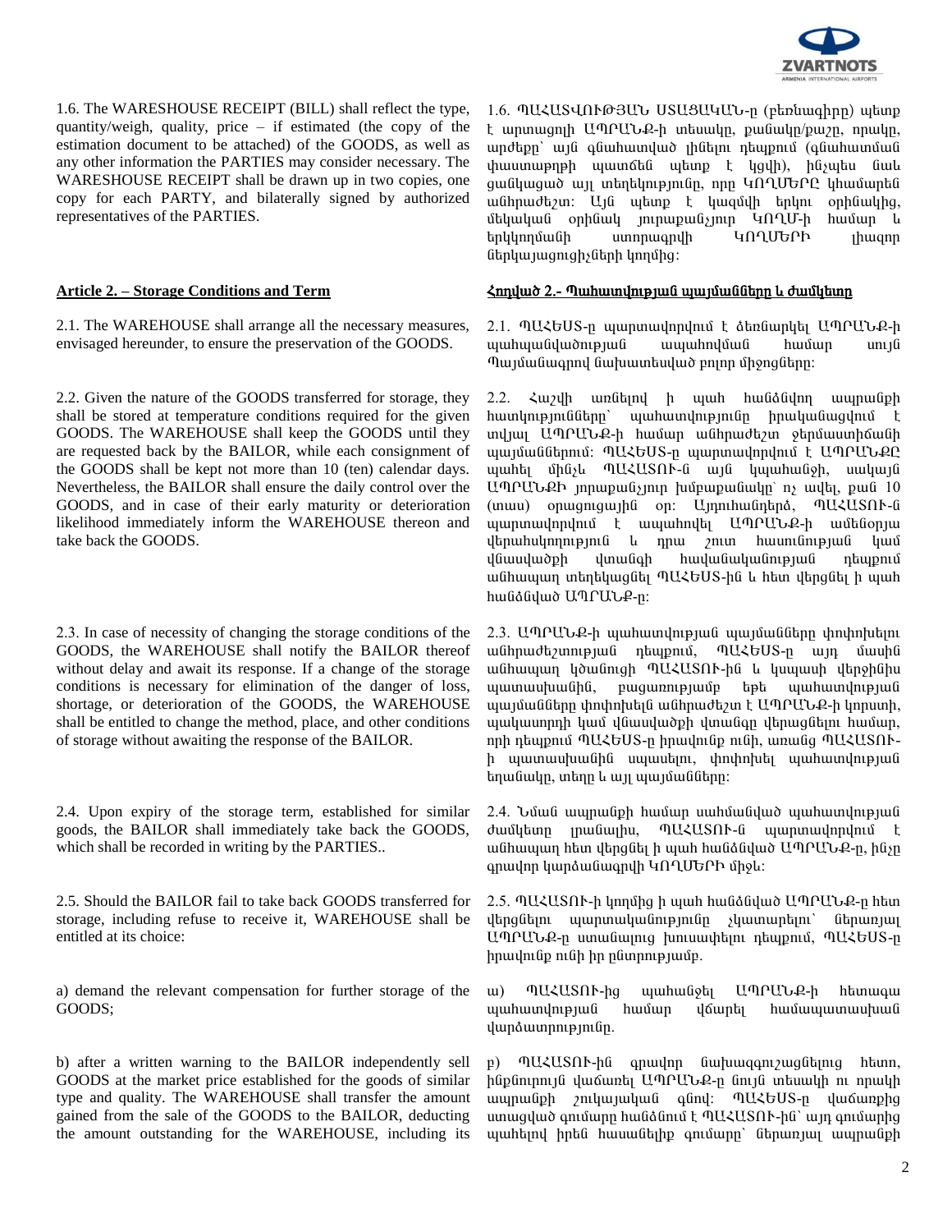1.6. The WARESHOUSE RECEIPT (BILL) shall reflect the type, quantity/weigh, quality, price – if estimated (the copy of the estimation document to be attached) of the GOODS, as well as any other information the PARTIES may consider necessary. The WARESHOUSE RECEIPT shall be drawn up in two copies, one copy for each PARTY, and bilaterally signed by authorized representatives of the PARTIES.

1.6. ՊԱՀԱՏՎՈՒԹՅԱՆ ՍՏԱՑԱԿԱՆ-ը (բեռնագիրը) պետք է արտացոլի ԱՊՐԱՆՔ-ի տեսակը, քանակը/քաշը, որակը, արժեքը՝ այն գնահատված լինելու դեպքում (գնահատման փաստաթղթի պատճեն պետք է կցվի), ինչպես նաև ցանկացած այլ տեղեկությունը, որը ԿՈՂՄԵՐԸ կհամարեն անհրաժեշտ: Այն պետք է կազմվի երկու օրինակից, մեկական օրինակ յուրաքանչյուր ԿՈՂՄ-ի համար և երկկողմանի ստորագրվի ԿՈՂՄԵՐԻ լիազոր ներկայացուցիչների կողմից:

## Article 2. – Storage Conditions and Term

## Հոդված 2.- Պահատվության պայմանները և ժամկետը

2.1. The WAREHOUSE shall arrange all the necessary measures, envisaged hereunder, to ensure the preservation of the GOODS.

2.1. ՊԱՀԵՍՏ-ը պարտավորվում է ձեռնարկել ԱՊՐԱՆՔ-ի պահպանվածության ապահովման համար սույն Պայմանագրով նախատեսված բոլոր միջոցները:

2.2. Given the nature of the GOODS transferred for storage, they shall be stored at temperature conditions required for the given GOODS. The WAREHOUSE shall keep the GOODS until they are requested back by the BAILOR, while each consignment of the GOODS shall be kept not more than 10 (ten) calendar days. Nevertheless, the BAILOR shall ensure the daily control over the GOODS, and in case of their early maturity or deterioration likelihood immediately inform the WAREHOUSE thereon and take back the GOODS.

2.2. Հաշվի առնելով ի պահ հանձնվող ապրանքի հատկությունները՝ պահատվությունը իրականացվում է տվյալ ԱՊՐԱՆՔ-ի համար անհրաժեշտ ջերմաստիճանի պայմաններում: ՊԱՀԵՍՏ-ը պարտավորվում է ԱՊՐԱՆՔԸ պահել մինչև ՊԱՀԱՏՈՒ-ն այն կպահանջի, սակայն ԱՊՐԱՆՔԻ յուրաքանչյուր խմբաքանակը՝ ոչ ավել, քան 10 (տաս) օրացուցային օր: Այդուհանդերձ, ՊԱՀԱՏՈՒ-ն պարտավորվում է ապահովել ԱՊՐԱՆՔ-ի ամենօրյա վերահսկողություն և դրա շուտ հասունության կամ վնասվածքի վտանգի հավանականության դեպքում անհապաղ տեղեկացնել ՊԱՀԵՍՏ-ին և հետ վերցնել ի պահ հանձնված ԱՊՐԱՆՔ-ը:

2.3. In case of necessity of changing the storage conditions of the GOODS, the WAREHOUSE shall notify the BAILOR thereof without delay and await its response. If a change of the storage conditions is necessary for elimination of the danger of loss, shortage, or deterioration of the GOODS, the WAREHOUSE shall be entitled to change the method, place, and other conditions of storage without awaiting the response of the BAILOR.

2.3. ԱՊՐԱՆՔ-ի պահատվության պայմանները փոփոխելու անհրաժեշտության դեպքում, ՊԱՀԵՍՏ-ը այդ մասին անհապաղ կծանուցի ՊԱՀԱՏՈՒ-ին և կսպասի վերջինիս պատասխանին, բացառությամբ եթե պահատվության պայմանները փոփոխելն անհրաժեշտ է ԱՊՐԱՆՔ-ի կորստի, պակասորդի կամ վնասվածքի վտանգը վերացնելու համար, որի դեպքում ՊԱՀԵՍՏ-ը իրավունք ունի, առանց ՊԱՀԱՏՈՒ-ի պատասխանին սպասելու, փոփոխել պահատվության եղանակը, տեղը և այլ պայմանները:

2.4. Upon expiry of the storage term, established for similar goods, the BAILOR shall immediately take back the GOODS, which shall be recorded in writing by the PARTIES..

2.4. Նման ապրանքի համար սահմանված պահատվության ժամկետը լրանալիս, ՊԱՀԱՏՈՒ-ն պարտավորվում է անհապաղ հետ վերցնել ի պահ հանձնված ԱՊՐԱՆՔ-ը, ինչը գրավոր կարձանագրվի ԿՈՂՄԵՐԻ միջև:

2.5. Should the BAILOR fail to take back GOODS transferred for storage, including refuse to receive it, WAREHOUSE shall be entitled at its choice:

2.5. ՊԱՀԱՏՈՒ-ի կողմից ի պահ հանձնված ԱՊՐԱՆՔ-ը հետ վերցնելու պարտականությունը չկատարելու՝ ներառյալ ԱՊՐԱՆՔ-ը ստանալուց խուսափելու դեպքում, ՊԱՀԵՍՏ-ը իրավունք ունի իր ընտրությամբ.

a) demand the relevant compensation for further storage of the GOODS;

ա) ՊԱՀԱՏՈՒ-ից պահանջել ԱՊՐԱՆՔ-ի հետագա պահատվության համար վճարել համապատասխան վարձատրությունը.

b) after a written warning to the BAILOR independently sell GOODS at the market price established for the goods of similar type and quality. The WAREHOUSE shall transfer the amount gained from the sale of the GOODS to the BAILOR, deducting the amount outstanding for the WAREHOUSE, including its

բ) ՊԱՀԱՏՈՒ-ին գրավոր նախազգուշացնելուց հետո, ինքնուրույն վաճառել ԱՊՐԱՆՔ-ը նույն տեսակի ու որակի ապրանքի շուկայական գնով: ՊԱՀԵՍՏ-ը վաճառքից ստացված գումարը հանձնում է ՊԱՀԱՏՈՒ-ին՝ այդ գումարից պահելով իրեն հասանելիք գումարը՝ ներառյալ ապրանքի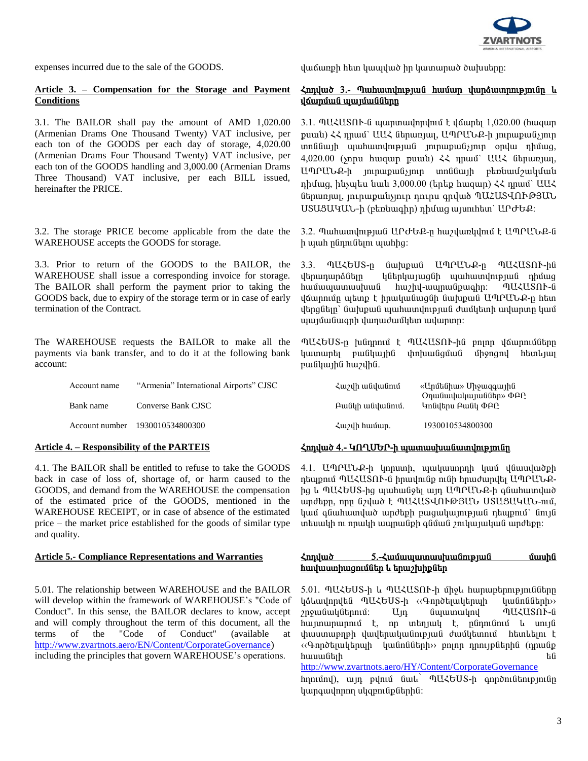expenses incurred due to the sale of the GOODS.

վաճառքի հետ կապված իր կատարած ծախսերը:

**Article 3. – Compensation for the Storage and Payment Conditions**

3.1. The BAILOR shall pay the amount of AMD 1,020.00 (Armenian Drams One Thousand Twenty) VAT inclusive, per each ton of the GOODS per each day of storage, 4,020.00 (Armenian Drams Four Thousand Twenty) VAT inclusive, per each ton of the GOODS handling and 3,000.00 (Armenian Drams Three Thousand) VAT inclusive, per each BILL issued, hereinafter the PRICE.

3.2. The storage PRICE become applicable from the date the WAREHOUSE accepts the GOODS for storage.

3.3. Prior to return of the GOODS to the BAILOR, the WAREHOUSE shall issue a corresponding invoice for storage. The BAILOR shall perform the payment prior to taking the GOODS back, due to expiry of the storage term or in case of early termination of the Contract.

The WAREHOUSE requests the BAILOR to make all the payments via bank transfer, and to do it at the following bank account:

| | |
|---|---|
| Account name | "Armenia" International Airports" CJSC |
| Bank name | Converse Bank CJSC |
| Account number | 1930010534800300 |

**Հոդված 3.- Պահատվության համար վարձատրությունը և վճարման պայմանները**

3.1. ՊԱՀԱՏՈՒ-ն պարտավորվում է վճարել 1,020.00 (հազար քսան) ՀՀ դրամ՝ ԱԱՀ ներառյալ, ԱՊՐԱՆՔ-ի յուրաքանչյուր տոննայի պահատվության յուրաքանչյուր օրվա դիմաց, 4,020.00 (չորս հազար քսան) ՀՀ դրամ՝ ԱԱՀ ներառյալ, ԱՊՐԱՆՔ-ի յուրաքանչյուր տոննայի բեռնամշակման դիմաց, ինչպես նաև 3,000.00 (երեք հազար) ՀՀ դրամ՝ ԱԱՀ ներառյալ, յուրաքանչյուր դուրս գրված ՊԱՀԱՏՎՈՒԹՅԱՆ ՏԱՑԱԿԱՆ-ի (բեռնագիր) դիմաց այսուհետ՝ ԱՐԺԵՔ:

3.2. Պահատվության ԱՐԺԵՔ-ը հաշվարկվում է ԱՊՐԱՆՔ-ն ի պահ ընդունելու պահից:

3.3. ՊԱՀԵՍՏ-ը նախքան ԱՊՐԱՆՔ-ը ՊԱՀԱՏՈՒ-ին վերադարձնելը կներկայացնի պահատվության դիմաց համապատասխան հաշիվ-ապրանքագիր: ՊԱՀԱՏՈՒ-ն վճարումը պետք է իրականացնի նախքան ԱՊՐԱՆՔ-ը հետ վերցնելը՝ նախքան պահատվության ժամկետի ավարտը կամ պայմանագրի վաղաժամկետ ավարտը:

ՊԱՀԵՍՏ-ը խնդրում է ՊԱՀԱՏՈՒ-ին բոլոր վճարումները կատարել բանկային փոխանցման միջոցով հետևյալ բանկային հաշվին.

| | |
|---|---|
| Հաշվի անվանում | «Արմենիա» Միջազգային Օդանավակայաններ» ՓԲԸ |
| Բանկի անվանում. | Կոնվերս Բանկ ՓԲԸ |
| Հաշվի համար. | 1930010534800300 |

**Article 4. – Responsibility of the PARTEIS**

4.1. The BAILOR shall be entitled to refuse to take the GOODS back in case of loss of, shortage of, or harm caused to the GOODS, and demand from the WAREHOUSE the compensation of the estimated price of the GOODS, mentioned in the WAREHOUSE RECEIPT, or in case of absence of the estimated price – the market price established for the goods of similar type and quality.

**Հոդված 4.- ԿՈՂՄԵՐ-ի պատասխանատվությունը**

4.1. ԱՊՐԱՆՔ-ի կորստի, պակասորդի կամ վնասվածքի դեպքում ՊԱՀԱՏՈՒ-ն իրավունք ունի հրաժարվել ԱՊՐԱՆՔ-ից և ՊԱՀԵՍՏ-ից պահանջել այդ ԱՊՐԱՆՔ-ի գնահատված արժեքը, որը նշված է ՊԱՀԱՏՎՈՒԹՅԱՆ ՏԱՑԱԿԱՆ-ում, կամ գնահատված արժեքի բացակայության դեպքում՝ նույն տեսակի ու որակի ապրանքի գնման շուկայական արժեքը:

**Article 5.- Compliance Representations and Warranties**

5.01. The relationship between WAREHOUSE and the BAILOR will develop within the framework of WAREHOUSE's "Code of Conduct". In this sense, the BAILOR declares to know, accept and will comply throughout the term of this document, all the terms of the "Code of Conduct" (available at http://www.zvartnots.aero/EN/Content/CorporateGovernance) including the principles that govern WAREHOUSE's operations.

**Հոդված 5.-Համապատասխանության մասին հավաստիացումներ և երաշխիքներ**

5.01. ՊԱՀԵՍՏ-ի և ՊԱՀԱՏՈՒ-ի միջև հարաբերությունները կձևավորվեն ՊԱՀԵՍՏ-ի ‹‹Գործելակերպի կանոնների›› շրջանակներում: Այդ նկատառմամբ ՊԱՀԱՏՈՒ-ն հայտարարում է, որ տեղյակ է, ընդունում և սույն փաստաթղթի վավերականության ժամկետում հետևելու է ‹‹Գործելակերպի կանոնների›› բոլոր դրույթներին (որոնք հասանելի են http://www.zvartnots.aero/HY/Content/CorporateGovernance հղումով), այդ թվում նաև՝ ՊԱՀԵՍՏ-ի գործունեությունը կարգավորող սկզբունքներին: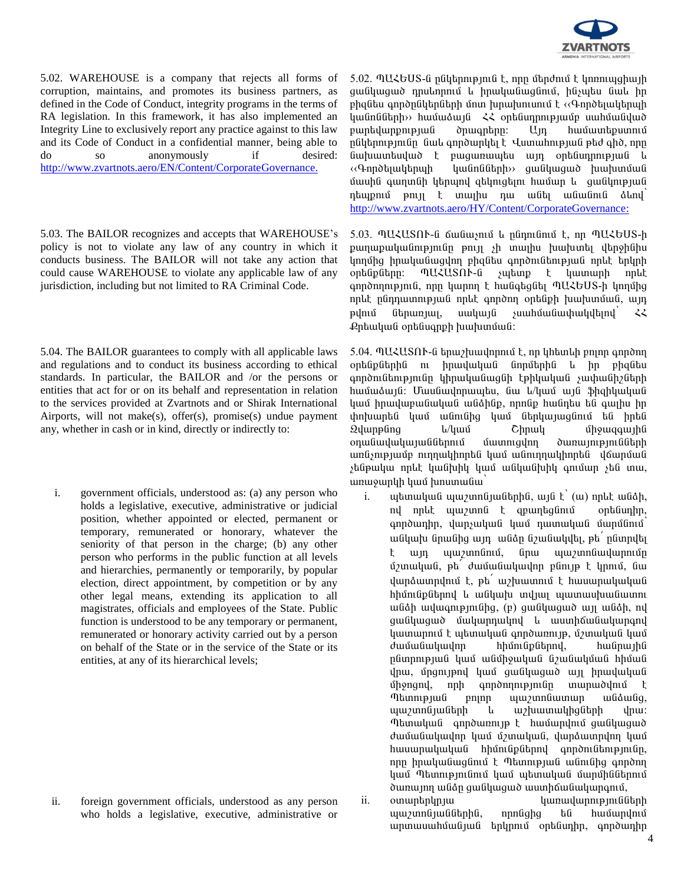5.02. WAREHOUSE is a company that rejects all forms of corruption, maintains, and promotes its business partners, as defined in the Code of Conduct, integrity programs in the terms of RA legislation. In this framework, it has also implemented an Integrity Line to exclusively report any practice against to this law and its Code of Conduct in a confidential manner, being able to do so anonymously if desired: http://www.zvartnots.aero/EN/Content/CorporateGovernance.

5.02. ՊԱՀԵՍՏ-ն ընկերություն է, որը մերժում է կոռուպցիայի ցանկացած դրսևորում և իրականացնում, ինչպես նաև իր բիզնես գործընկերների մոտ խրախուսում է ‹‹Գործելակերպի կանոնների›› համաձայն ՀՀ օրենսդրությամբ սահմանված բարեվարքության ծրագրերը: Այդ համատեքստում ընկերությունը նաև գործարկել է Վստահության թեժ գիծ, որը նախատեսված է բացառապես այդ օրենսդրության և ‹‹Գործելակերպի կանոնների›› ցանկացած խախտման մասին գաղտնի կերպով զեկուցելու համար և ցանկության դեպքում թույլ է տալիս դա անել անանուն ձևով՝ http://www.zvartnots.aero/HY/Content/CorporateGovernance:

5.03. The BAILOR recognizes and accepts that WAREHOUSE's policy is not to violate any law of any country in which it conducts business. The BAILOR will not take any action that could cause WAREHOUSE to violate any applicable law of any jurisdiction, including but not limited to RA Criminal Code.

5.03. ՊԱՀԱՏՈՒ-ն ճանաչում և ընդունում է, որ ՊԱՀԵՍՏ-ի քաղաքականությունը թույլ չի տալիս խախտել վերջինիս կողմից իրականացվող բիզնես գործունեության որևէ երկրի օրենքները: ՊԱՀԱՏՈՒ-ն չպետք է կատարի որևէ գործողություն, որը կարող է հանգեցնել ՊԱՀԵՍՏ-ի կողմից որևէ ընդդատության որևէ գործող օրենքի խախտման, այդ թվում ներառյալ, սակայն չսահմանափակվելով՝ ՀՀ Քրեական օրենսգրքի խախտման:

5.04. The BAILOR guarantees to comply with all applicable laws and regulations and to conduct its business according to ethical standards. In particular, the BAILOR and /or the persons or entities that act for or on its behalf and representation in relation to the services provided at Zvartnots and Shirak International Airports, will not make(s), offer(s), promise(s) undue payment any, whether in cash or in kind, directly or indirectly to:

5.04. ՊԱՀԱՏՈՒ-ն երաշխավորում է, որ կհետևի բոլոր գործող օրենքներին ու իրավական նորմերին և իր բիզնես գործունեությունը կիրականացնի էթիկական չափանիշների համաձայն: Մասնավորապես, նա և/կամ այն ֆիզիկական կամ իրավաբանական անձինք, որոնք հանդես են գալիս իր փոխարեն կամ անունից կամ ներկայացնում են իրեն Զվարթնոց և/կամ Շիրակ միջազգային օդանավակայաններում մատուցվող ծառայությունների առնչությամբ ուղղակիորեն կամ անուղղակիորեն վճարման չենթակա որևէ կանխիկ կամ անկանխիկ գումար չեն տա, առաջարկի կամ խոստանա՝

i. government officials, understood as: (a) any person who holds a legislative, executive, administrative or judicial position, whether appointed or elected, permanent or temporary, remunerated or honorary, whatever the seniority of that person in the charge; (b) any other person who performs in the public function at all levels and hierarchies, permanently or temporarily, by popular election, direct appointment, by competition or by any other legal means, extending its application to all magistrates, officials and employees of the State. Public function is understood to be any temporary or permanent, remunerated or honorary activity carried out by a person on behalf of the State or in the service of the State or its entities, at any of its hierarchical levels;

i. պետական պաշտոնյաներին, այն է՝ (ա) որևէ անձի, ով որևէ պաշտոն է զբաղեցնում օրենսդիր, գործադիր, վարչական կամ դատական մարմնում՝ անկախ նրանից այդ անձը նշանակվել, թե՛ ընտրվել է այդ պաշտոնում, նրա պաշտոնավարումը մշտական, թե՛ ժամանակավոր բնույթ է կրում, նա վարձատրվում է, թե՛ աշխատում է հասարակական հիմունքներով և անկախ տվյալ պատասխանատու անձի ավագությունից, (բ) ցանկացած այլ անձի, ով ցանկացած մակարդակով և ստորճանակարգով կատարում է պետական գործառույթ, մշտական կամ ժամանակավոր հիմունքներով, հանրային ընտրության կամ անմիջական նշանակման հիման վրա, մրցույթով կամ ցանկացած այլ իրավական միջոցով, որի գործողությունը տարածվում է Պետության բոլոր պաշտոնատար անձանց, պաշտոնյաների և աշխատակիցների վրա: Պետական գործառույթ է համարվում ցանկացած ժամանակավոր կամ մշտական, վարձատրվող կամ հասարակական հիմունքներով գործունեությունը, որը իրականացնում է Պետության անունից գործող կամ Պետությունում կամ պետական մարմիններում ծառայող անձը ցանկացած ստորճանակարգում,

ii. foreign government officials, understood as any person who holds a legislative, executive, administrative or

ii. օտարերկրյա կառավարությունների պաշտոնյաներին, որոնցից են համարվում արտասահմանյան երկրում օրենսդիր, գործադիր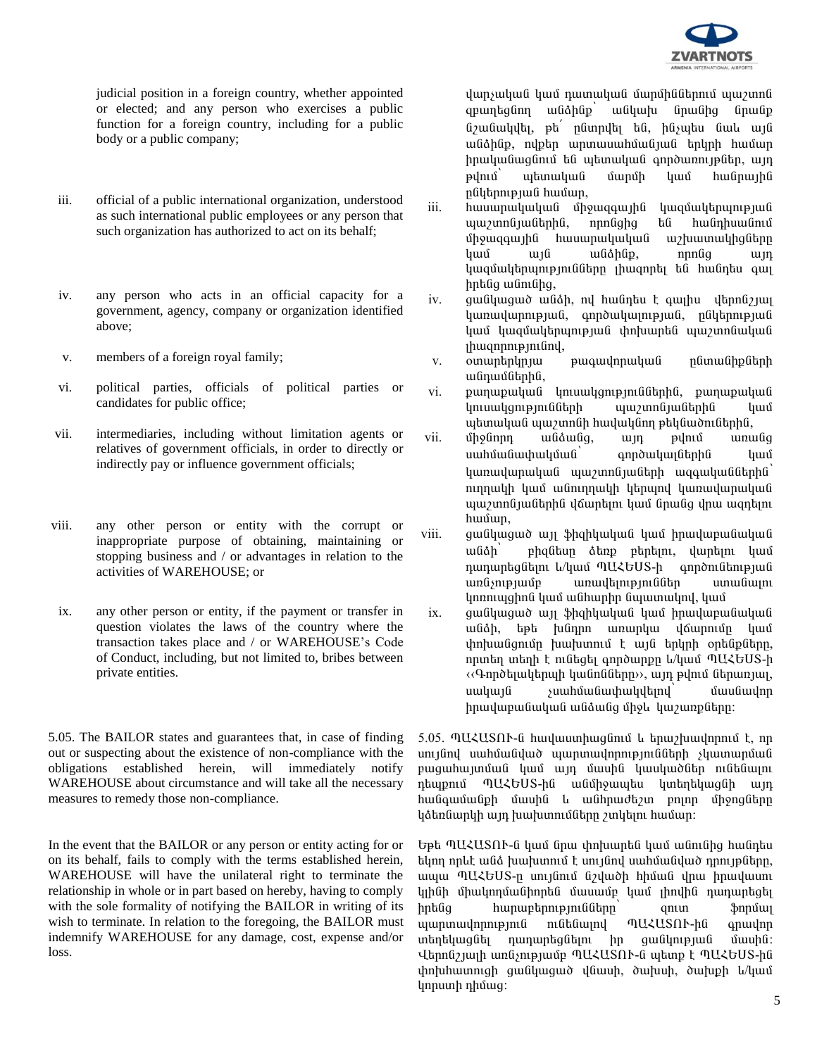judicial position in a foreign country, whether appointed or elected; and any person who exercises a public function for a foreign country, including for a public body or a public company;

iii. official of a public international organization, understood as such international public employees or any person that such organization has authorized to act on its behalf;

iv. any person who acts in an official capacity for a government, agency, company or organization identified above;

v. members of a foreign royal family;

vi. political parties, officials of political parties or candidates for public office;

vii. intermediaries, including without limitation agents or relatives of government officials, in order to directly or indirectly pay or influence government officials;

viii. any other person or entity with the corrupt or inappropriate purpose of obtaining, maintaining or stopping business and / or advantages in relation to the activities of WAREHOUSE; or

ix. any other person or entity, if the payment or transfer in question violates the laws of the country where the transaction takes place and / or WAREHOUSE's Code of Conduct, including, but not limited to, bribes between private entities.

5.05. The BAILOR states and guarantees that, in case of finding out or suspecting about the existence of non-compliance with the obligations established herein, will immediately notify WAREHOUSE about circumstance and will take all the necessary measures to remedy those non-compliance.

In the event that the BAILOR or any person or entity acting for or on its behalf, fails to comply with the terms established herein, WAREHOUSE will have the unilateral right to terminate the relationship in whole or in part based on hereby, having to comply with the sole formality of notifying the BAILOR in writing of its wish to terminate. In relation to the foregoing, the BAILOR must indemnify WAREHOUSE for any damage, cost, expense and/or loss.

վարչական կամ դատական մարմիններում պաշտոն զբաղեցնող անձինք՝ անկախ նրանից նրանք նշանակվել, թե՛ ընտրվել են, ինչպես նաև այն անձինք, ովքեր արտասահմանյան երկրի համար իրականացնում են պետական գործառույթներ, այդ թվում՝ պետական մարմի կամ հանրային ընկերության համար,

iii. հասարակական միջազգային կազմակերպության պաշտոնյաներին, որոնցից են հանդիսանում միջազգային հասարակական աշխատակիցները կամ այն անձինք, որոնց այդ կազմակերպությունները լիազորել են հանդես գալ իրենց անունից,

iv. ցանկացած անձի, ով հանդես է գալիս վերոնշյալ կառավարության, գործակալության, ընկերության կամ կազմակերպության փոխարեն պաշտոնական լիազորությունով,

v. օտարերկրյա թագավորական ընտանիքների անդամներին,

vi. քաղաքական կուսակցություններին, քաղաքական կուսակցությունների պաշտոնյաներին կամ պետական պաշտոնի հավակնող թեկնածուներին,

vii. միջնորդ անձանց, այդ թվում առանց սահմանափակման՝ գործակալներին կամ կառավարական պաշտոնյաների ազգականներին՝ ուղղակի կամ անուղղակի կերպով կառավարական պաշտոնյաներին վճարելու կամ նրանց վրա ազդելու համար,

viii. ցանկացած այլ ֆիզիկական կամ իրավաբանական անձի՝ բիզնեսը ձեռք բերելու, վարելու կամ դադարեցնելու և/կամ ՊԱՀԵՍՏ-ի գործունեության առնչությամբ առավելություններ ստանալու կոռուպցիոն կամ անհարիր նպատակով, կամ

ix. ցանկացած այլ ֆիզիկական կամ իրավաբանական անձի, եթե խնդրո առարկա վճարումը կամ փոխանցումը խախտում է այն երկրի օրենքները, որտեղ տեղի է ունեցել գործարքը և/կամ ՊԱՀԵՍՏ-ի ‹‹Գործելակերպի կանոնները››, այդ թվում ներառյալ, սակայն չսահմանափակվելով՝ մասնավոր իրավաբանական անձանց միջև կաշառքները:

5.05. ՊԱՀԱՏՈՒ-ն հավաստիացնում և երաշխավորում է, որ սույնով սահմանված պարտավորությունների չկատարման բացահայտման կամ այդ մասին կասկածներ ունենալու դեպքում ՊԱՀԵՍՏ-ին անմիջապես կտեղեկացնի այդ հանգամանքի մասին և անհրաժեշտ բոլոր միջոցները կձեռնարկի այդ խախտումները շտկելու համար:

Եթե ՊԱՀԱՏՈՒ-ն կամ նրա փոխարեն կամ անունից հանդես եկող որևէ անձ խախտում է սույնով սահմանված դրույթները, ապա ՊԱՀԵՍՏ-ը սույնում նշվածի հիման վրա իրավասու կլինի միակողմանիորեն մասամբ կամ լիովին դադարեցել իրենց հարաբերությունները՝ զուտ ֆորմալ պարտավորություն ունենալով ՊԱՀԱՏՈՒ-ին գրավոր տեղեկացնել դադարեցնելու իր ցանկության մասին: Վերոնշյալի առնչությամբ ՊԱՀԱՏՈՒ-ն պետք է ՊԱՀԵՍՏ-ին փոխհատուցի ցանկացած վնասի, ծախսի, ծախքի և/կամ կորստի դիմաց: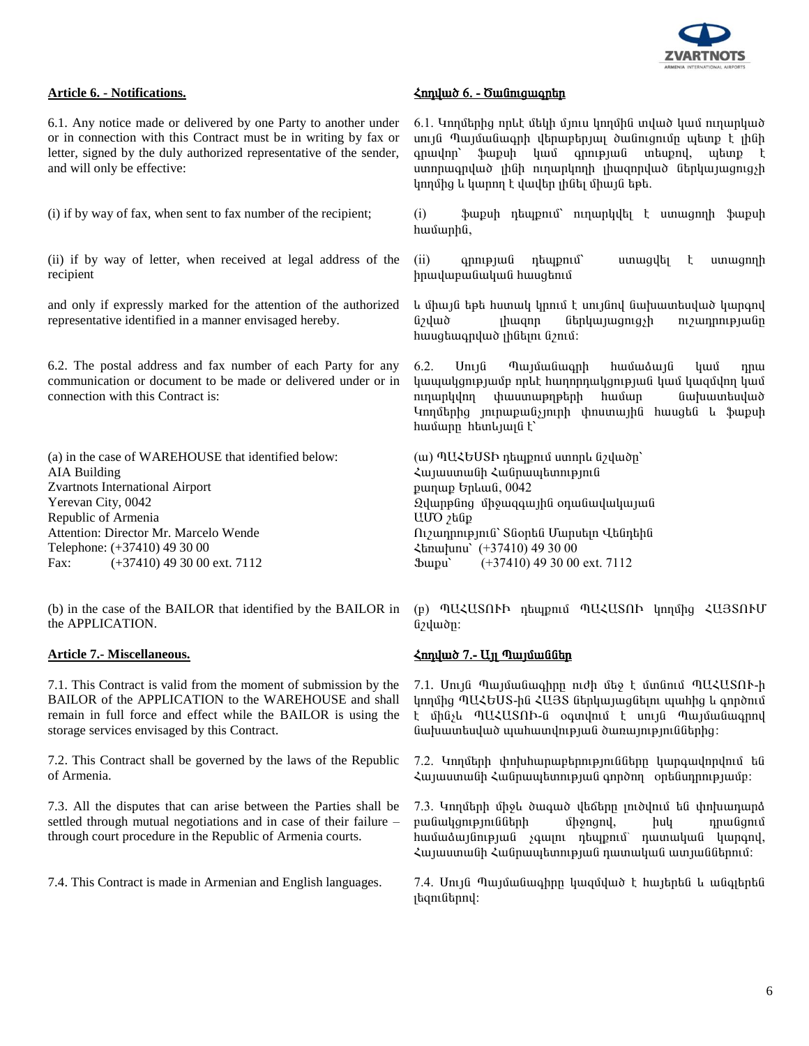**Article 6. - Notifications.**

6.1. Any notice made or delivered by one Party to another under or in connection with this Contract must be in writing by fax or letter, signed by the duly authorized representative of the sender, and will only be effective:

(i) if by way of fax, when sent to fax number of the recipient;

(ii) if by way of letter, when received at legal address of the recipient

and only if expressly marked for the attention of the authorized representative identified in a manner envisaged hereby.

6.2. The postal address and fax number of each Party for any communication or document to be made or delivered under or in connection with this Contract is:

(a) in the case of WAREHOUSE that identified below:
AIA Building
Zvartnots International Airport
Yerevan City, 0042
Republic of Armenia
Attention: Director Mr. Marcelo Wende
Telephone: (+37410) 49 30 00
Fax: (+37410) 49 30 00 ext. 7112

(b) in the case of the BAILOR that identified by the BAILOR in the APPLICATION.

**Article 7.- Miscellaneous.**

7.1. This Contract is valid from the moment of submission by the BAILOR of the APPLICATION to the WAREHOUSE and shall remain in full force and effect while the BAILOR is using the storage services envisaged by this Contract.

7.2. This Contract shall be governed by the laws of the Republic of Armenia.

7.3. All the disputes that can arise between the Parties shall be settled through mutual negotiations and in case of their failure – through court procedure in the Republic of Armenia courts.

7.4. This Contract is made in Armenian and English languages.

**Հոդված 6. - Ծանուցագրեր**

6.1. Կողմերից որևէ մեկի մյուս կողմին տված կամ ուղարկած սույն Պայմանագրի վերաբերյալ ծանուցումը պետք է լինի գրավոր` ֆաքսի կամ գրության տեսքով, պետք է ստորագրված լինի ուղարկողի լիազորված ներկայացուցչի կողմից և կարող է վավեր լինել միայն եթե.

(i) ֆաքսի դեպքում՝ ուղարկվել է ստացողի ֆաքսի համարին,

(ii) գրության դեպքում՝ ստացվել է ստացողի իրավաբանական հասցեում

և միայն եթե հստակ կրում է սույնով նախատեսված կարգով նշված լիազոր ներկայացուցչի ուշադրությանը հասցեագրված լինելու նշում:

6.2. Սույն Պայմանագրի համաձայն կամ դրա կապակցությամբ որևէ հաղորդակցության կամ կազմվող կամ ուղարկվող փաստաթղթերի համար նախատեսված Կողմերից յուրաքանչյուրի փոստային հասցեն և ֆաքսի համարը հետևյալն է`

(ա) ՊԱՀԵՍՏԻ դեպքում ստորև նշվածը՝
Հայաստանի Հանրապետություն
քաղաք Երևան, 0042
Զվարթնոց միջազգային օդանավակայան
ԱՄՕ շենք
Ուշադրություն՝ Տնօրեն Մարսելո Վենդեին
Հեռախոս՝ (+37410) 49 30 00
Ֆաքս՝ (+37410) 49 30 00 ext. 7112

(բ) ՊԱՀԱՏՈՒԻ դեպքում ՊԱՀԱՏՈՒ կողմից ՀԱՅՏՈՒՄ նշվածը:

**Հոդված 7.- Այլ Պայմաններ**

7.1. Սույն Պայմանագիրը ուժի մեջ է մտնում ՊԱՀԱՏՈՒ-ի կողմից ՊԱՀԵՍՏ-ին ՀԱՅՏ ներկայացնելու պահից և գործում է մինչև ՊԱՀԱՏՈՒ-ն օգտվում է սույն Պայմանագրով նախատեսված պահատվության ծառայություններից:

7.2. Կողմերի փոխհարաբերությունները կարգավորվում են Հայաստանի Հանրապետության գործող օրենսդրությամբ:

7.3. Կողմերի միջև ծագած վեճերը լուծվում են փոխադարձ բանակցությունների միջոցով, իսկ դրանցում համաձայնության չգալու դեպքում՝ դատական կարգով, Հայաստանի Հանրապետության դատական ատյաններում:

7.4. Սույն Պայմանագիրը կազմված է հայերեն և անգլերեն լեզուներով: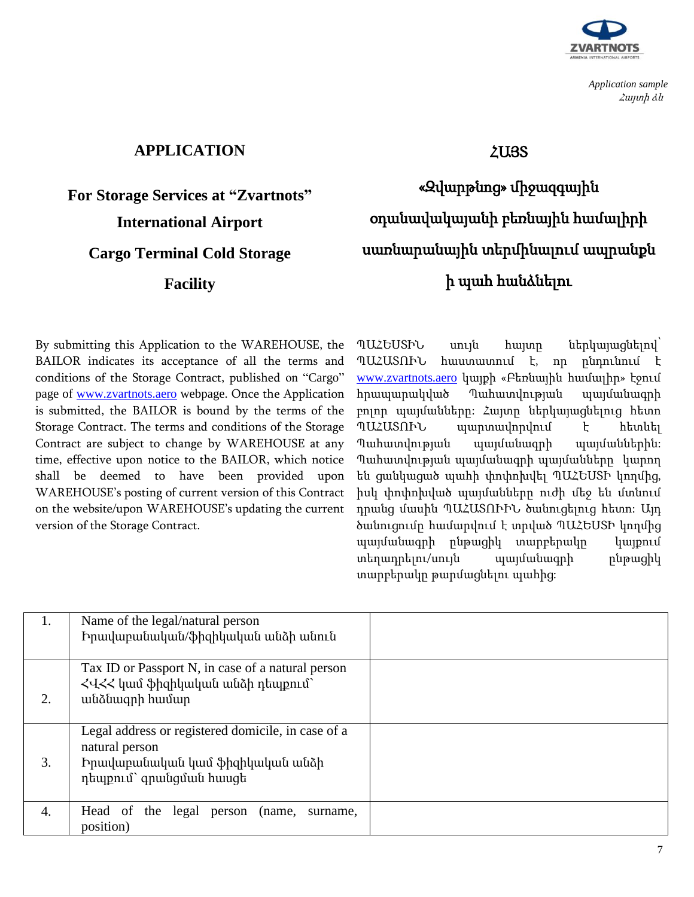*Application sample*
*Հայտի ձև*

## APPLICATION

## For Storage Services at “Zvartnots” International Airport Cargo Terminal Cold Storage Facility

By submitting this Application to the WAREHOUSE, the BAILOR indicates its acceptance of all the terms and conditions of the Storage Contract, published on “Cargo” page of www.zvartnots.aero webpage. Once the Application is submitted, the BAILOR is bound by the terms of the Storage Contract. The terms and conditions of the Storage Contract are subject to change by WAREHOUSE at any time, effective upon notice to the BAILOR, which notice shall be deemed to have been provided upon WAREHOUSE’s posting of current version of this Contract on the website/upon WAREHOUSE’s updating the current version of the Storage Contract.

## ՀԱՅՏ

## «Զվարթնոց» միջազգային օդանավակայանի բեռնային համալիրի սառնարանային տերմինալում ապրանքն ի պահ հանձնելու

ՊԱՀԵՍՏԻՆ սույն հայտը ներկայացնելով՝ ՊԱՀԱՏՈՒՆ հաստատում է, որ ընդունում է www.zvartnots.aero կայքի «Բեռնային համալիր» էջում հրապարակված Պահատվության պայմանագրի բոլոր պայմանները: Հայտը ներկայացնելուց հետո ՊԱՀԱՏՈՒՆ պարտավորվում է հետևել Պահատվության պայմանագրի պայմաններին: Պահատվության պայմանագրի պայմանները կարող են ցանկացած պահի փոփոխվել ՊԱՀԵՍՏԻ կողմից, իսկ փոփոխված պայմանները ուժի մեջ են մտնում դրանց մասին ՊԱՀԱՏՈՒԻՆ ծանուցելուց հետո: Այդ ծանուցումը համարվում է տրված ՊԱՀԵՍՏԻ կողմից պայմանագրի ընթացիկ տարբերակը կայքում տեղադրելու/սույն պայմանագրի ընթացիկ տարբերակը թարմացնելու պահից:

| | | |
|---|---|---|
| 1. | Name of the legal/natural person<br>Իրավաբանական/ֆիզիկական անձի անուն | |
| 2. | Tax ID or Passport N, in case of a natural person<br>ՀՎՀՀ կամ ֆիզիկական անձի դեպքում՝ անձնագրի համար | |
| 3. | Legal address or registered domicile, in case of a natural person<br>Իրավաբանական կամ ֆիզիկական անձի դեպքում՝ գրանցման հասցե | |
| 4. | Head of the legal person (name, surname, position) | |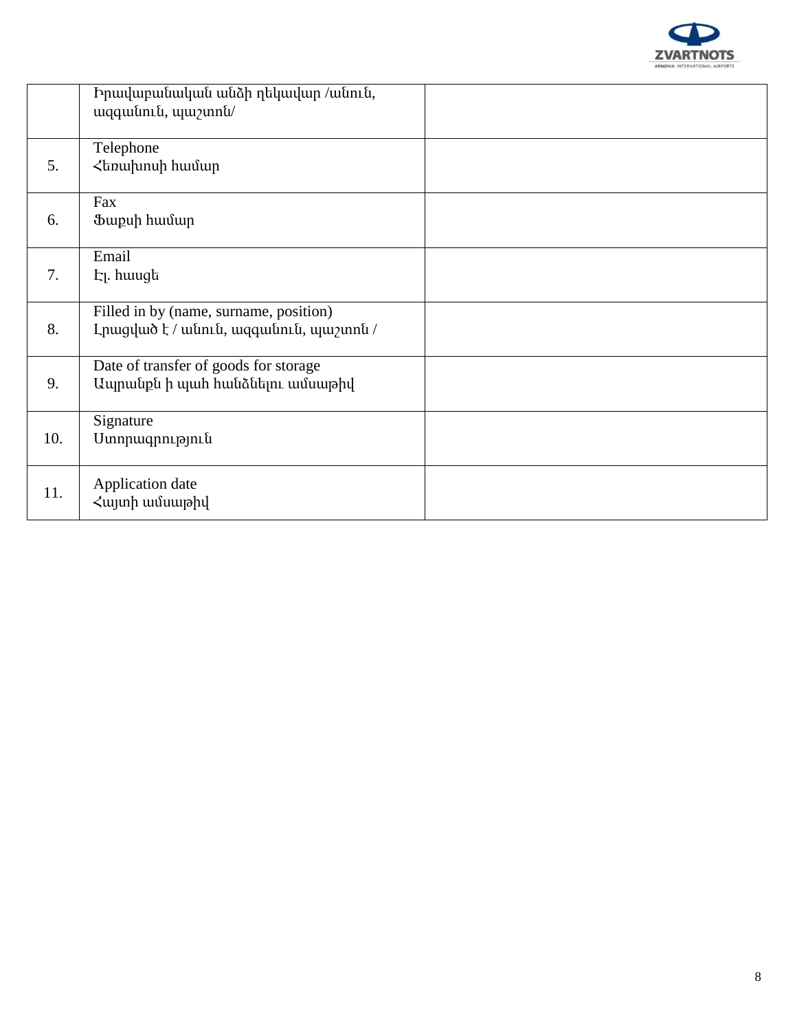| | | |
|---|---|---|
| | Իրավաբանական անձի ղեկավար /անուն, ազգանուն, պաշտոն/ | |
| 5. | Telephone<br>Հեռախոսի համար | |
| 6. | Fax<br>Ֆաքսի համար | |
| 7. | Email<br>Էլ. հասցե | |
| 8. | Filled in by (name, surname, position)<br>Լրացված է / անուն, ազգանուն, պաշտոն / | |
| 9. | Date of transfer of goods for storage<br>Ապրանքն ի պահ հանձնելու ամսաթիվ | |
| 10. | Signature<br>Ստորագրություն | |
| 11. | Application date<br>Հայտի ամսաթիվ | |